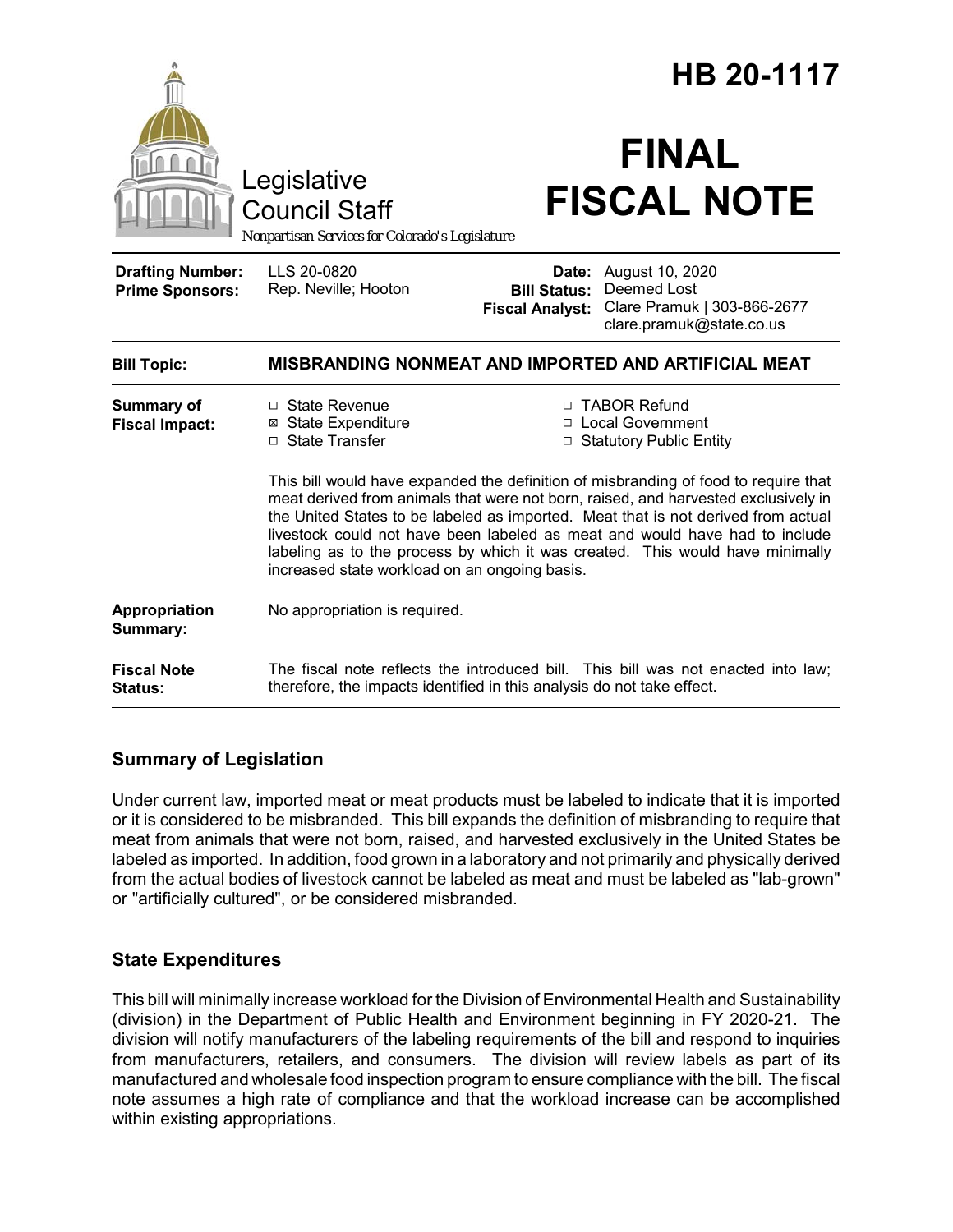# HB 20-1117

Legislative Council Staff

*Nonpartisan Services for Colorado's Legislature*

# FINAL FISCAL NOTE

| | | | |
|---|---|---|---|
| **Drafting Number:** | LLS 20-0820 | **Date:** | August 10, 2020 |
| **Prime Sponsors:** | Rep. Neville; Hooton | **Bill Status:** | Deemed Lost |
| | | **Fiscal Analyst:** | Clare Pramuk \| 303-866-2677 clare.pramuk@state.co.us |

| | |
|---|---|
| **Bill Topic:** | **MISBRANDING NONMEAT AND IMPORTED AND ARTIFICIAL MEAT** |
| **Summary of Fiscal Impact:** | ☐ State Revenue ☒ State Expenditure ☐ State Transfer ☐ TABOR Refund ☐ Local Government ☐ Statutory Public Entity<br><br>This bill would have expanded the definition of misbranding of food to require that meat derived from animals that were not born, raised, and harvested exclusively in the United States to be labeled as imported. Meat that is not derived from actual livestock could not have been labeled as meat and would have had to include labeling as to the process by which it was created. This would have minimally increased state workload on an ongoing basis. |
| **Appropriation Summary:** | No appropriation is required. |
| **Fiscal Note Status:** | The fiscal note reflects the introduced bill. This bill was not enacted into law; therefore, the impacts identified in this analysis do not take effect. |

## Summary of Legislation

Under current law, imported meat or meat products must be labeled to indicate that it is imported or it is considered to be misbranded. This bill expands the definition of misbranding to require that meat from animals that were not born, raised, and harvested exclusively in the United States be labeled as imported. In addition, food grown in a laboratory and not primarily and physically derived from the actual bodies of livestock cannot be labeled as meat and must be labeled as "lab-grown" or "artificially cultured", or be considered misbranded.

## State Expenditures

This bill will minimally increase workload for the Division of Environmental Health and Sustainability (division) in the Department of Public Health and Environment beginning in FY 2020-21. The division will notify manufacturers of the labeling requirements of the bill and respond to inquiries from manufacturers, retailers, and consumers. The division will review labels as part of its manufactured and wholesale food inspection program to ensure compliance with the bill. The fiscal note assumes a high rate of compliance and that the workload increase can be accomplished within existing appropriations.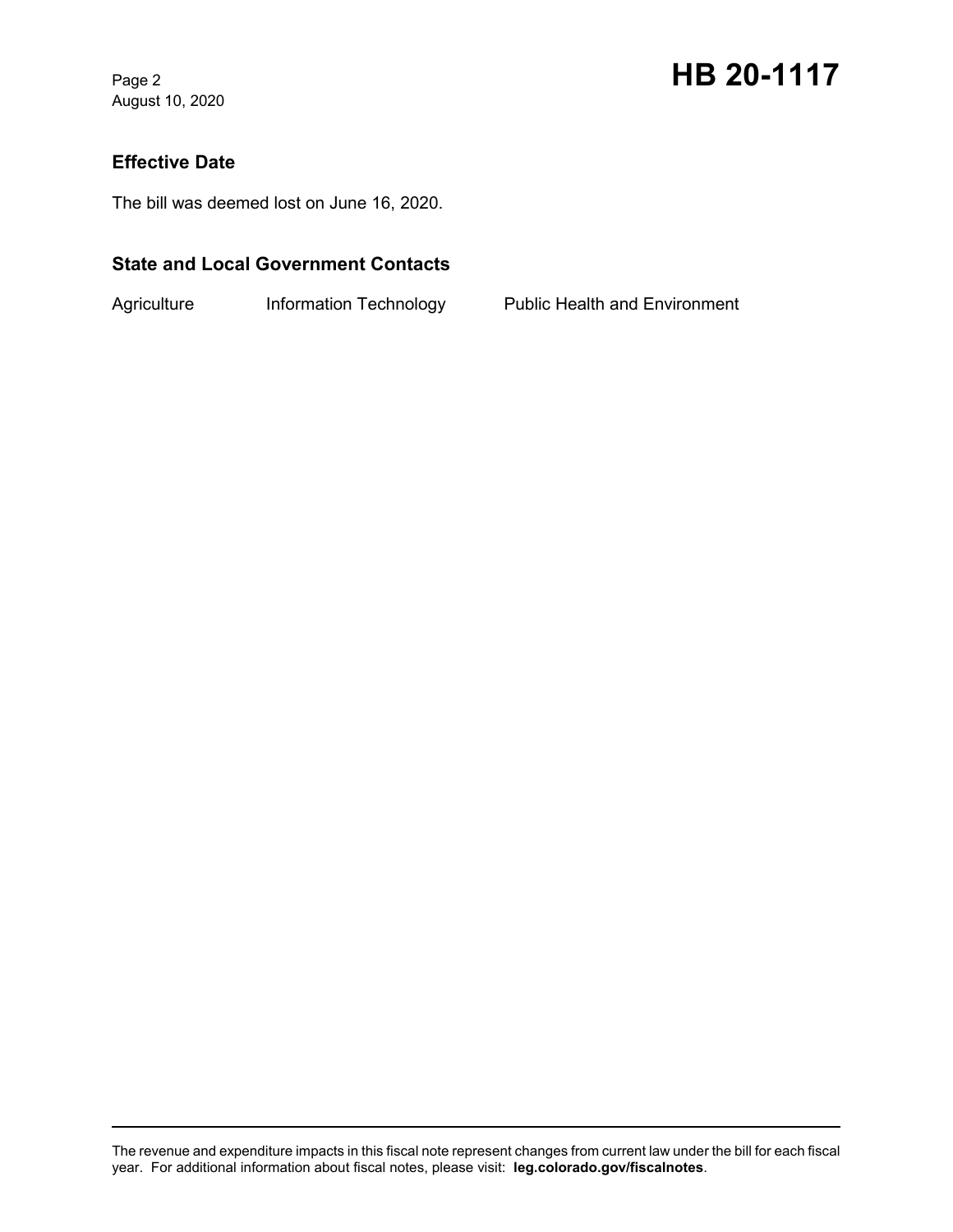## Effective Date

The bill was deemed lost on June 16, 2020.

## State and Local Government Contacts

Agriculture    Information Technology    Public Health and Environment

The revenue and expenditure impacts in this fiscal note represent changes from current law under the bill for each fiscal year. For additional information about fiscal notes, please visit: **leg.colorado.gov/fiscalnotes**.